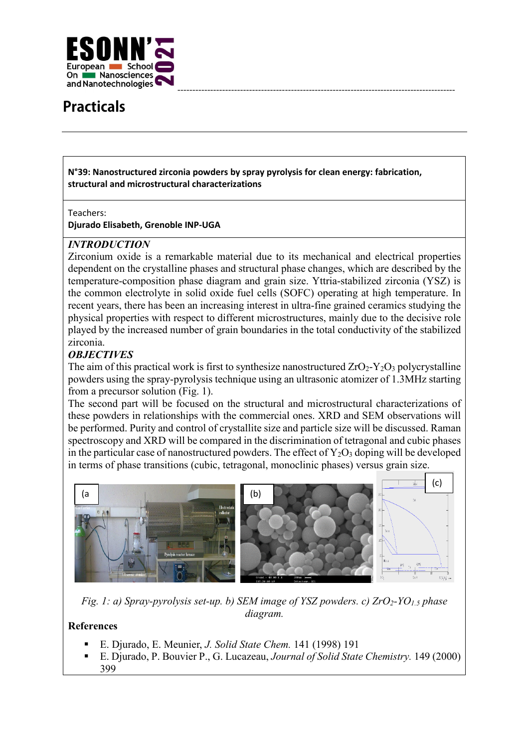# Practicals

**N°39: Nanostructured zirconia powders by spray pyrolysis for clean energy: fabrication, structural and microstructural characterizations**

Teachers:
**Djurado Elisabeth, Grenoble INP-UGA**

***INTRODUCTION***

Zirconium oxide is a remarkable material due to its mechanical and electrical properties dependent on the crystalline phases and structural phase changes, which are described by the temperature-composition phase diagram and grain size. Yttria-stabilized zirconia (YSZ) is the common electrolyte in solid oxide fuel cells (SOFC) operating at high temperature. In recent years, there has been an increasing interest in ultra-fine grained ceramics studying the physical properties with respect to different microstructures, mainly due to the decisive role played by the increased number of grain boundaries in the total conductivity of the stabilized zirconia.

***OBJECTIVES***

The aim of this practical work is first to synthesize nanostructured $ZrO_2$-$Y_2O_3$ polycrystalline powders using the spray-pyrolysis technique using an ultrasonic atomizer of 1.3MHz starting from a precursor solution (Fig. 1).

The second part will be focused on the structural and microstructural characterizations of these powders in relationships with the commercial ones. XRD and SEM observations will be performed. Purity and control of crystallite size and particle size will be discussed. Raman spectroscopy and XRD will be compared in the discrimination of tetragonal and cubic phases in the particular case of nanostructured powders. The effect of $Y_2O_3$ doping will be developed in terms of phase transitions (cubic, tetragonal, monoclinic phases) versus grain size.

(a) (b) (c)

*Fig. 1: a) Spray-pyrolysis set-up. b) SEM image of YSZ powders. c) $ZrO_2$-$YO_{1.5}$ phase diagram.*

**References**

- E. Djurado, E. Meunier, *J. Solid State Chem.* 141 (1998) 191
- E. Djurado, P. Bouvier P., G. Lucazeau, *Journal of Solid State Chemistry.* 149 (2000) 399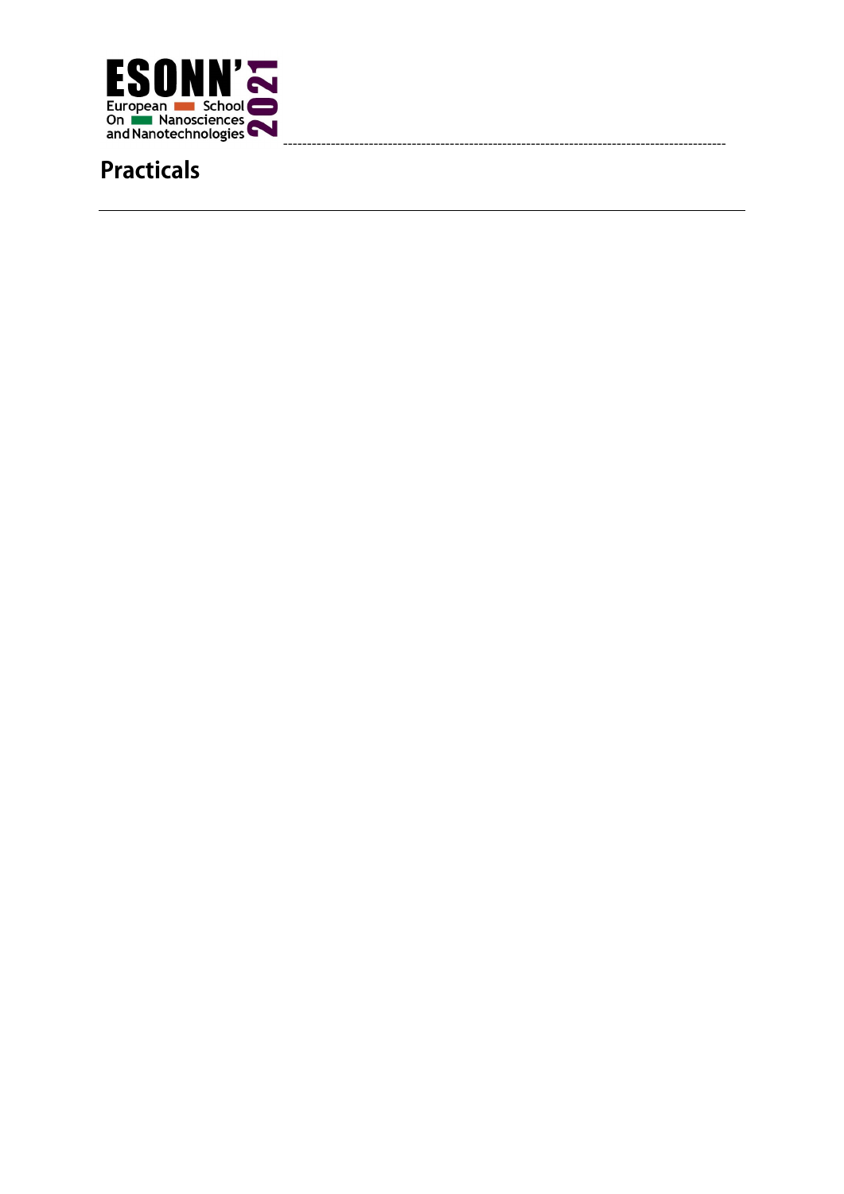# Practicals